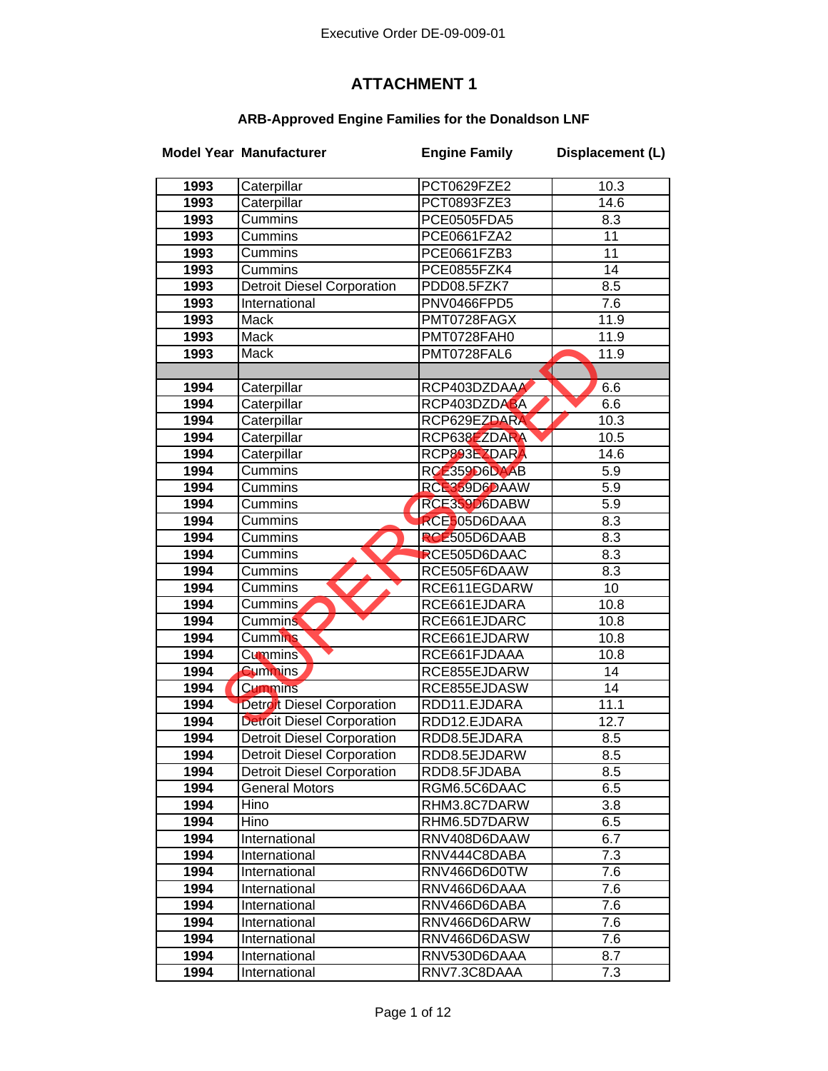# ATTACHMENT 1

## ARB-Approved Engine Families for the Donaldson LNF

| Model Year | Manufacturer | Engine Family | Displacement (L) |
|---|---|---|---|
| 1993 | Caterpillar | PCT0629FZE2 | 10.3 |
| 1993 | Caterpillar | PCT0893FZE3 | 14.6 |
| 1993 | Cummins | PCE0505FDA5 | 8.3 |
| 1993 | Cummins | PCE0661FZA2 | 11 |
| 1993 | Cummins | PCE0661FZB3 | 11 |
| 1993 | Cummins | PCE0855FZK4 | 14 |
| 1993 | Detroit Diesel Corporation | PDD08.5FZK7 | 8.5 |
| 1993 | International | PNV0466FPD5 | 7.6 |
| 1993 | Mack | PMT0728FAGX | 11.9 |
| 1993 | Mack | PMT0728FAH0 | 11.9 |
| 1993 | Mack | PMT0728FAL6 | 11.9 |
| | | | |
| 1994 | Caterpillar | RCP403DZDAAA | 6.6 |
| 1994 | Caterpillar | RCP403DZDABA | 6.6 |
| 1994 | Caterpillar | RCP629EZDARA | 10.3 |
| 1994 | Caterpillar | RCP638EZDARA | 10.5 |
| 1994 | Caterpillar | RCP893EZDARA | 14.6 |
| 1994 | Cummins | RCE359D6DAAB | 5.9 |
| 1994 | Cummins | RCE359D6DAAW | 5.9 |
| 1994 | Cummins | RCE359D6DABW | 5.9 |
| 1994 | Cummins | RCE505D6DAAA | 8.3 |
| 1994 | Cummins | RCE505D6DAAB | 8.3 |
| 1994 | Cummins | RCE505D6DAAC | 8.3 |
| 1994 | Cummins | RCE505F6DAAW | 8.3 |
| 1994 | Cummins | RCE611EGDARW | 10 |
| 1994 | Cummins | RCE661EJDARA | 10.8 |
| 1994 | Cummins | RCE661EJDARC | 10.8 |
| 1994 | Cummins | RCE661EJDARW | 10.8 |
| 1994 | Cummins | RCE661FJDAAA | 10.8 |
| 1994 | Cummins | RCE855EJDARW | 14 |
| 1994 | Cummins | RCE855EJDASW | 14 |
| 1994 | Detroit Diesel Corporation | RDD11.EJDARA | 11.1 |
| 1994 | Detroit Diesel Corporation | RDD12.EJDARA | 12.7 |
| 1994 | Detroit Diesel Corporation | RDD8.5EJDARA | 8.5 |
| 1994 | Detroit Diesel Corporation | RDD8.5EJDARW | 8.5 |
| 1994 | Detroit Diesel Corporation | RDD8.5FJDABA | 8.5 |
| 1994 | General Motors | RGM6.5C6DAAC | 6.5 |
| 1994 | Hino | RHM3.8C7DARW | 3.8 |
| 1994 | Hino | RHM6.5D7DARW | 6.5 |
| 1994 | International | RNV408D6DAAW | 6.7 |
| 1994 | International | RNV444C8DABA | 7.3 |
| 1994 | International | RNV466D6D0TW | 7.6 |
| 1994 | International | RNV466D6DAAA | 7.6 |
| 1994 | International | RNV466D6DABA | 7.6 |
| 1994 | International | RNV466D6DARW | 7.6 |
| 1994 | International | RNV466D6DASW | 7.6 |
| 1994 | International | RNV530D6DAAA | 8.7 |
| 1994 | International | RNV7.3C8DAAA | 7.3 |

SUPERSEDED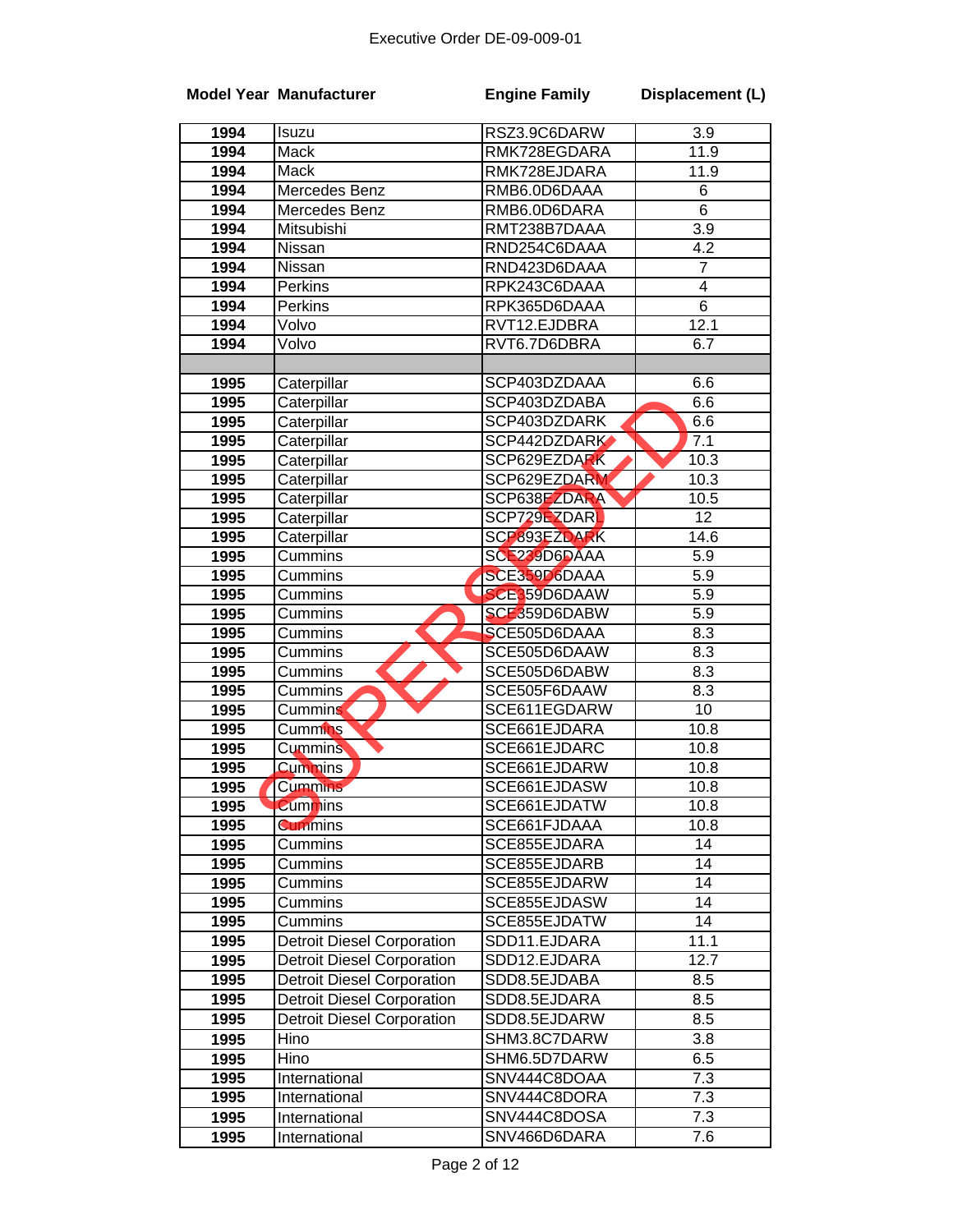Executive Order DE-09-009-01

| Model Year | Manufacturer | Engine Family | Displacement (L) |
|---|---|---|---|
| 1994 | Isuzu | RSZ3.9C6DARW | 3.9 |
| 1994 | Mack | RMK728EGDARA | 11.9 |
| 1994 | Mack | RMK728EJDARA | 11.9 |
| 1994 | Mercedes Benz | RMB6.0D6DAAA | 6 |
| 1994 | Mercedes Benz | RMB6.0D6DARA | 6 |
| 1994 | Mitsubishi | RMT238B7DAAA | 3.9 |
| 1994 | Nissan | RND254C6DAAA | 4.2 |
| 1994 | Nissan | RND423D6DAAA | 7 |
| 1994 | Perkins | RPK243C6DAAA | 4 |
| 1994 | Perkins | RPK365D6DAAA | 6 |
| 1994 | Volvo | RVT12.EJDBRA | 12.1 |
| 1994 | Volvo | RVT6.7D6DBRA | 6.7 |
| | | | |
| 1995 | Caterpillar | SCP403DZDAAA | 6.6 |
| 1995 | Caterpillar | SCP403DZDABA | 6.6 |
| 1995 | Caterpillar | SCP403DZDARK | 6.6 |
| 1995 | Caterpillar | SCP442DZDARK | 7.1 |
| 1995 | Caterpillar | SCP629EZDARK | 10.3 |
| 1995 | Caterpillar | SCP629EZDARM | 10.3 |
| 1995 | Caterpillar | SCP638EZDARA | 10.5 |
| 1995 | Caterpillar | SCP729EZDARJ | 12 |
| 1995 | Caterpillar | SCP893EZDARK | 14.6 |
| 1995 | Cummins | SCE239D6DAAA | 5.9 |
| 1995 | Cummins | SCE359D6DAAA | 5.9 |
| 1995 | Cummins | SCE359D6DAAW | 5.9 |
| 1995 | Cummins | SCE359D6DABW | 5.9 |
| 1995 | Cummins | SCE505D6DAAA | 8.3 |
| 1995 | Cummins | SCE505D6DAAW | 8.3 |
| 1995 | Cummins | SCE505D6DABW | 8.3 |
| 1995 | Cummins | SCE505F6DAAW | 8.3 |
| 1995 | Cummins | SCE611EGDARW | 10 |
| 1995 | Cummins | SCE661EJDARA | 10.8 |
| 1995 | Cummins | SCE661EJDARC | 10.8 |
| 1995 | Cummins | SCE661EJDARW | 10.8 |
| 1995 | Cummins | SCE661EJDASW | 10.8 |
| 1995 | Cummins | SCE661EJDATW | 10.8 |
| 1995 | Cummins | SCE661FJDAAA | 10.8 |
| 1995 | Cummins | SCE855EJDARA | 14 |
| 1995 | Cummins | SCE855EJDARB | 14 |
| 1995 | Cummins | SCE855EJDARW | 14 |
| 1995 | Cummins | SCE855EJDASW | 14 |
| 1995 | Cummins | SCE855EJDATW | 14 |
| 1995 | Detroit Diesel Corporation | SDD11.EJDARA | 11.1 |
| 1995 | Detroit Diesel Corporation | SDD12.EJDARA | 12.7 |
| 1995 | Detroit Diesel Corporation | SDD8.5EJDABA | 8.5 |
| 1995 | Detroit Diesel Corporation | SDD8.5EJDARA | 8.5 |
| 1995 | Detroit Diesel Corporation | SDD8.5EJDARW | 8.5 |
| 1995 | Hino | SHM3.8C7DARW | 3.8 |
| 1995 | Hino | SHM6.5D7DARW | 6.5 |
| 1995 | International | SNV444C8DOAA | 7.3 |
| 1995 | International | SNV444C8DORA | 7.3 |
| 1995 | International | SNV444C8DOSA | 7.3 |
| 1995 | International | SNV466D6DARA | 7.6 |

SUPERSEDED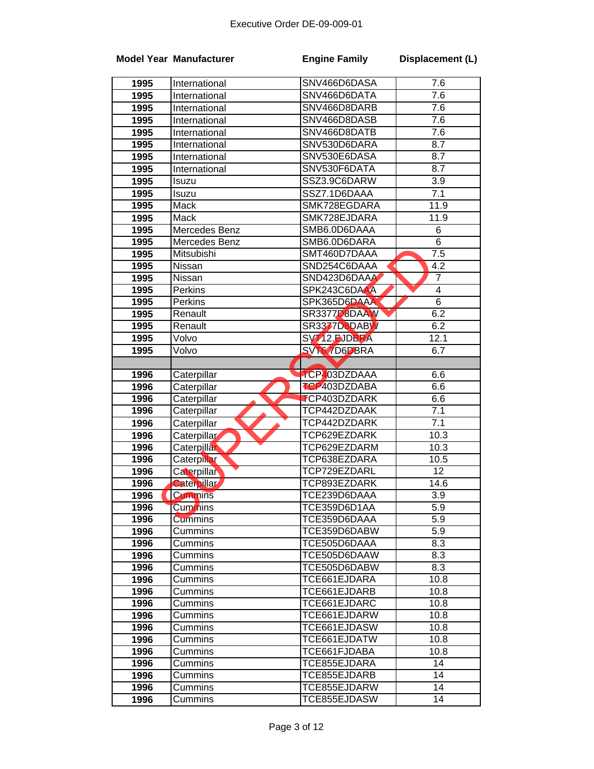Executive Order DE-09-009-01

SUPERSEDED

| Model Year | Manufacturer | Engine Family | Displacement (L) |
|---|---|---|---|
| 1995 | International | SNV466D6DASA | 7.6 |
| 1995 | International | SNV466D6DATA | 7.6 |
| 1995 | International | SNV466D8DARB | 7.6 |
| 1995 | International | SNV466D8DASB | 7.6 |
| 1995 | International | SNV466D8DATB | 7.6 |
| 1995 | International | SNV530D6DARA | 8.7 |
| 1995 | International | SNV530E6DASA | 8.7 |
| 1995 | International | SNV530F6DATA | 8.7 |
| 1995 | Isuzu | SSZ3.9C6DARW | 3.9 |
| 1995 | Isuzu | SSZ7.1D6DAAA | 7.1 |
| 1995 | Mack | SMK728EGDARA | 11.9 |
| 1995 | Mack | SMK728EJDARA | 11.9 |
| 1995 | Mercedes Benz | SMB6.0D6DAAA | 6 |
| 1995 | Mercedes Benz | SMB6.0D6DARA | 6 |
| 1995 | Mitsubishi | SMT460D7DAAA | 7.5 |
| 1995 | Nissan | SND254C6DAAA | 4.2 |
| 1995 | Nissan | SND423D6DAAA | 7 |
| 1995 | Perkins | SPK243C6DAAA | 4 |
| 1995 | Perkins | SPK365D6DAAA | 6 |
| 1995 | Renault | SR3377D8DAAW | 6.2 |
| 1995 | Renault | SR3377D8DABW | 6.2 |
| 1995 | Volvo | SVT12.EJDBRA | 12.1 |
| 1995 | Volvo | SVT6.7D6DBRA | 6.7 |
| | | | |
| 1996 | Caterpillar | TCP403DZDAAA | 6.6 |
| 1996 | Caterpillar | TCP403DZDABA | 6.6 |
| 1996 | Caterpillar | TCP403DZDARK | 6.6 |
| 1996 | Caterpillar | TCP442DZDAAK | 7.1 |
| 1996 | Caterpillar | TCP442DZDARK | 7.1 |
| 1996 | Caterpillar | TCP629EZDARK | 10.3 |
| 1996 | Caterpillar | TCP629EZDARM | 10.3 |
| 1996 | Caterpillar | TCP638EZDARA | 10.5 |
| 1996 | Caterpillar | TCP729EZDARL | 12 |
| 1996 | Caterpillar | TCP893EZDARK | 14.6 |
| 1996 | Cummins | TCE239D6DAAA | 3.9 |
| 1996 | Cummins | TCE359D6D1AA | 5.9 |
| 1996 | Cummins | TCE359D6DAAA | 5.9 |
| 1996 | Cummins | TCE359D6DABW | 5.9 |
| 1996 | Cummins | TCE505D6DAAA | 8.3 |
| 1996 | Cummins | TCE505D6DAAW | 8.3 |
| 1996 | Cummins | TCE505D6DABW | 8.3 |
| 1996 | Cummins | TCE661EJDARA | 10.8 |
| 1996 | Cummins | TCE661EJDARB | 10.8 |
| 1996 | Cummins | TCE661EJDARC | 10.8 |
| 1996 | Cummins | TCE661EJDARW | 10.8 |
| 1996 | Cummins | TCE661EJDASW | 10.8 |
| 1996 | Cummins | TCE661EJDATW | 10.8 |
| 1996 | Cummins | TCE661FJDABA | 10.8 |
| 1996 | Cummins | TCE855EJDARA | 14 |
| 1996 | Cummins | TCE855EJDARB | 14 |
| 1996 | Cummins | TCE855EJDARW | 14 |
| 1996 | Cummins | TCE855EJDASW | 14 |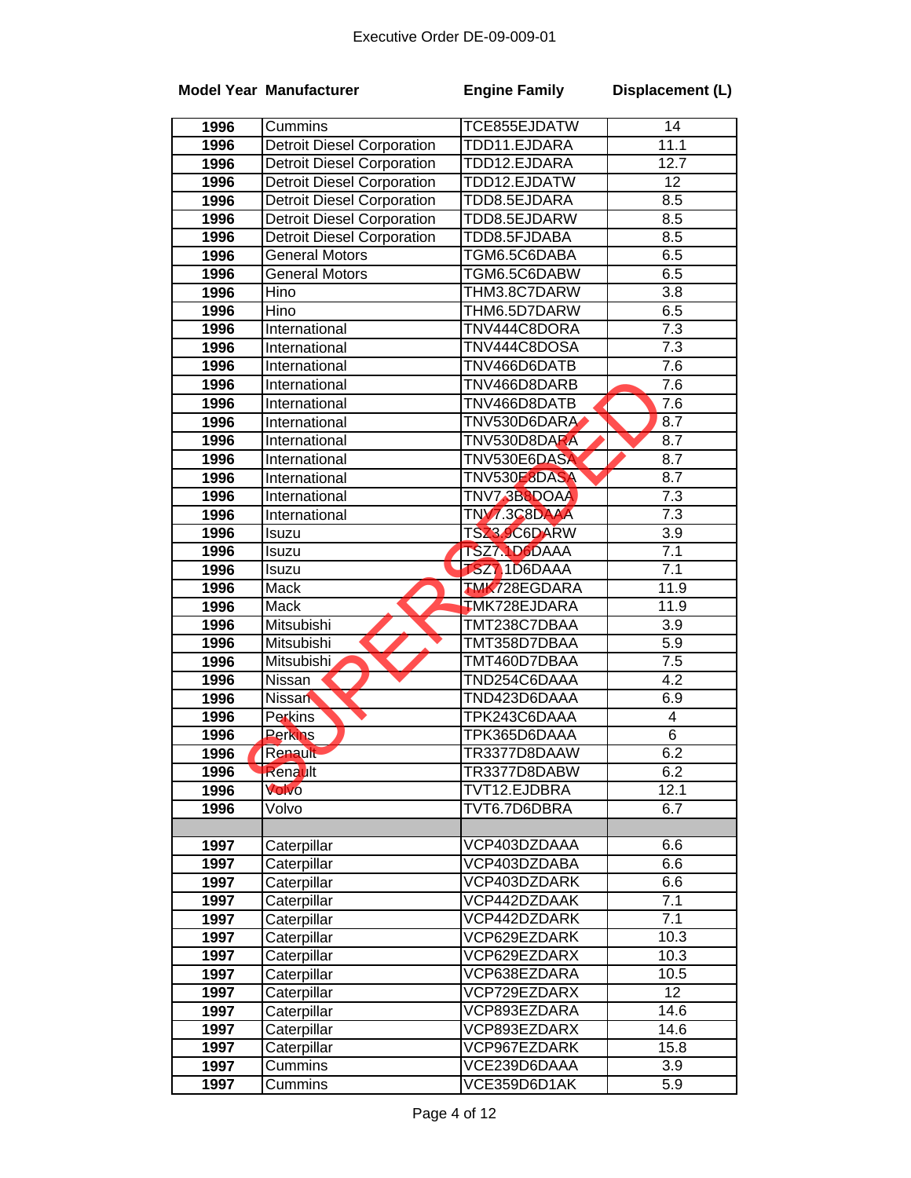Executive Order DE-09-009-01

SUPERSEDED

| Model Year | Manufacturer | Engine Family | Displacement (L) |
|---|---|---|---|
| 1996 | Cummins | TCE855EJDATW | 14 |
| 1996 | Detroit Diesel Corporation | TDD11.EJDARA | 11.1 |
| 1996 | Detroit Diesel Corporation | TDD12.EJDARA | 12.7 |
| 1996 | Detroit Diesel Corporation | TDD12.EJDATW | 12 |
| 1996 | Detroit Diesel Corporation | TDD8.5EJDARA | 8.5 |
| 1996 | Detroit Diesel Corporation | TDD8.5EJDARW | 8.5 |
| 1996 | Detroit Diesel Corporation | TDD8.5FJDABA | 8.5 |
| 1996 | General Motors | TGM6.5C6DABA | 6.5 |
| 1996 | General Motors | TGM6.5C6DABW | 6.5 |
| 1996 | Hino | THM3.8C7DARW | 3.8 |
| 1996 | Hino | THM6.5D7DARW | 6.5 |
| 1996 | International | TNV444C8DORA | 7.3 |
| 1996 | International | TNV444C8DOSA | 7.3 |
| 1996 | International | TNV466D6DATB | 7.6 |
| 1996 | International | TNV466D8DARB | 7.6 |
| 1996 | International | TNV466D8DATB | 7.6 |
| 1996 | International | TNV530D6DARA | 8.7 |
| 1996 | International | TNV530D8DARA | 8.7 |
| 1996 | International | TNV530E6DASA | 8.7 |
| 1996 | International | TNV530E8DASA | 8.7 |
| 1996 | International | TNV7.3B8DOAA | 7.3 |
| 1996 | International | TNV7.3C8DAAA | 7.3 |
| 1996 | Isuzu | TSZ3.9C6DARW | 3.9 |
| 1996 | Isuzu | TSZ7.1D6DAAA | 7.1 |
| 1996 | Isuzu | TSZ7.1D6DAAA | 7.1 |
| 1996 | Mack | TMK728EGDARA | 11.9 |
| 1996 | Mack | TMK728EJDARA | 11.9 |
| 1996 | Mitsubishi | TMT238C7DBAA | 3.9 |
| 1996 | Mitsubishi | TMT358D7DBAA | 5.9 |
| 1996 | Mitsubishi | TMT460D7DBAA | 7.5 |
| 1996 | Nissan | TND254C6DAAA | 4.2 |
| 1996 | Nissan | TND423D6DAAA | 6.9 |
| 1996 | Perkins | TPK243C6DAAA | 4 |
| 1996 | Perkins | TPK365D6DAAA | 6 |
| 1996 | Renault | TR3377D8DAAW | 6.2 |
| 1996 | Renault | TR3377D8DABW | 6.2 |
| 1996 | Volvo | TVT12.EJDBRA | 12.1 |
| 1996 | Volvo | TVT6.7D6DBRA | 6.7 |
| | | | |
| 1997 | Caterpillar | VCP403DZDAAA | 6.6 |
| 1997 | Caterpillar | VCP403DZDABA | 6.6 |
| 1997 | Caterpillar | VCP403DZDARK | 6.6 |
| 1997 | Caterpillar | VCP442DZDAAK | 7.1 |
| 1997 | Caterpillar | VCP442DZDARK | 7.1 |
| 1997 | Caterpillar | VCP629EZDARK | 10.3 |
| 1997 | Caterpillar | VCP629EZDARX | 10.3 |
| 1997 | Caterpillar | VCP638EZDARA | 10.5 |
| 1997 | Caterpillar | VCP729EZDARX | 12 |
| 1997 | Caterpillar | VCP893EZDARA | 14.6 |
| 1997 | Caterpillar | VCP893EZDARX | 14.6 |
| 1997 | Caterpillar | VCP967EZDARK | 15.8 |
| 1997 | Cummins | VCE239D6DAAA | 3.9 |
| 1997 | Cummins | VCE359D6D1AK | 5.9 |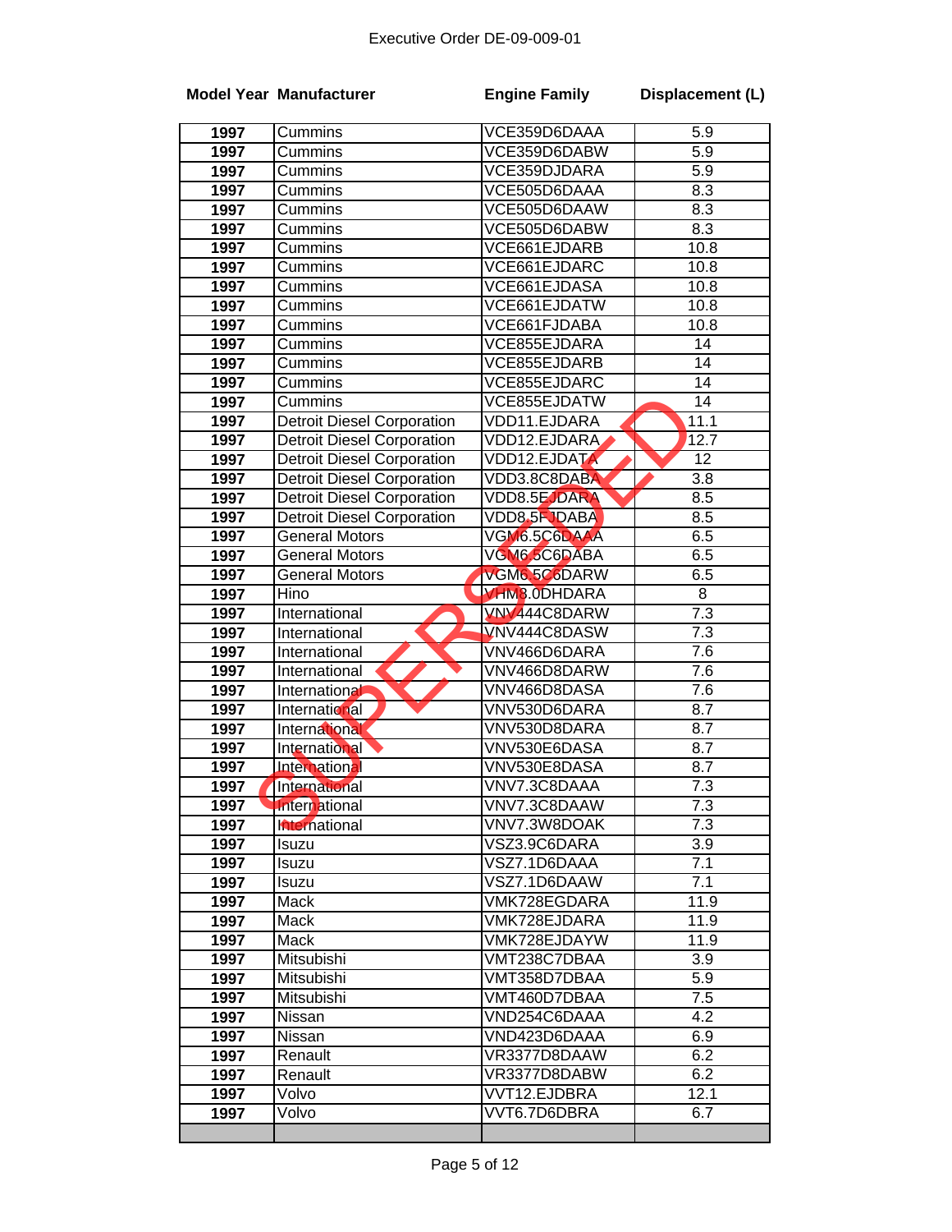Executive Order DE-09-009-01

| Model Year | Manufacturer | Engine Family | Displacement (L) |
|---|---|---|---|
| 1997 | Cummins | VCE359D6DAAA | 5.9 |
| 1997 | Cummins | VCE359D6DABW | 5.9 |
| 1997 | Cummins | VCE359DJDARA | 5.9 |
| 1997 | Cummins | VCE505D6DAAA | 8.3 |
| 1997 | Cummins | VCE505D6DAAW | 8.3 |
| 1997 | Cummins | VCE505D6DABW | 8.3 |
| 1997 | Cummins | VCE661EJDARB | 10.8 |
| 1997 | Cummins | VCE661EJDARC | 10.8 |
| 1997 | Cummins | VCE661EJDASA | 10.8 |
| 1997 | Cummins | VCE661EJDATW | 10.8 |
| 1997 | Cummins | VCE661FJDABA | 10.8 |
| 1997 | Cummins | VCE855EJDARA | 14 |
| 1997 | Cummins | VCE855EJDARB | 14 |
| 1997 | Cummins | VCE855EJDARC | 14 |
| 1997 | Cummins | VCE855EJDATW | 14 |
| 1997 | Detroit Diesel Corporation | VDD11.EJDARA | 11.1 |
| 1997 | Detroit Diesel Corporation | VDD12.EJDARA | 12.7 |
| 1997 | Detroit Diesel Corporation | VDD12.EJDATA | 12 |
| 1997 | Detroit Diesel Corporation | VDD3.8C8DABA | 3.8 |
| 1997 | Detroit Diesel Corporation | VDD8.5EJDARA | 8.5 |
| 1997 | Detroit Diesel Corporation | VDD8.5FJDABA | 8.5 |
| 1997 | General Motors | VGM6.5C6DAAA | 6.5 |
| 1997 | General Motors | VGM6.5C6DABA | 6.5 |
| 1997 | General Motors | VGM6.5C6DARW | 6.5 |
| 1997 | Hino | VHM8.0DHDARA | 8 |
| 1997 | International | VNV444C8DARW | 7.3 |
| 1997 | International | VNV444C8DASW | 7.3 |
| 1997 | International | VNV466D6DARA | 7.6 |
| 1997 | International | VNV466D8DARW | 7.6 |
| 1997 | International | VNV466D8DASA | 7.6 |
| 1997 | International | VNV530D6DARA | 8.7 |
| 1997 | International | VNV530D8DARA | 8.7 |
| 1997 | International | VNV530E6DASA | 8.7 |
| 1997 | International | VNV530E8DASA | 8.7 |
| 1997 | International | VNV7.3C8DAAA | 7.3 |
| 1997 | International | VNV7.3C8DAAW | 7.3 |
| 1997 | International | VNV7.3W8DOAK | 7.3 |
| 1997 | Isuzu | VSZ3.9C6DARA | 3.9 |
| 1997 | Isuzu | VSZ7.1D6DAAA | 7.1 |
| 1997 | Isuzu | VSZ7.1D6DAAW | 7.1 |
| 1997 | Mack | VMK728EGDARA | 11.9 |
| 1997 | Mack | VMK728EJDARA | 11.9 |
| 1997 | Mack | VMK728EJDAYW | 11.9 |
| 1997 | Mitsubishi | VMT238C7DBAA | 3.9 |
| 1997 | Mitsubishi | VMT358D7DBAA | 5.9 |
| 1997 | Mitsubishi | VMT460D7DBAA | 7.5 |
| 1997 | Nissan | VND254C6DAAA | 4.2 |
| 1997 | Nissan | VND423D6DAAA | 6.9 |
| 1997 | Renault | VR3377D8DAAW | 6.2 |
| 1997 | Renault | VR3377D8DABW | 6.2 |
| 1997 | Volvo | VVT12.EJDBRA | 12.1 |
| 1997 | Volvo | VVT6.7D6DBRA | 6.7 |
| | | | |

SUPERSEDED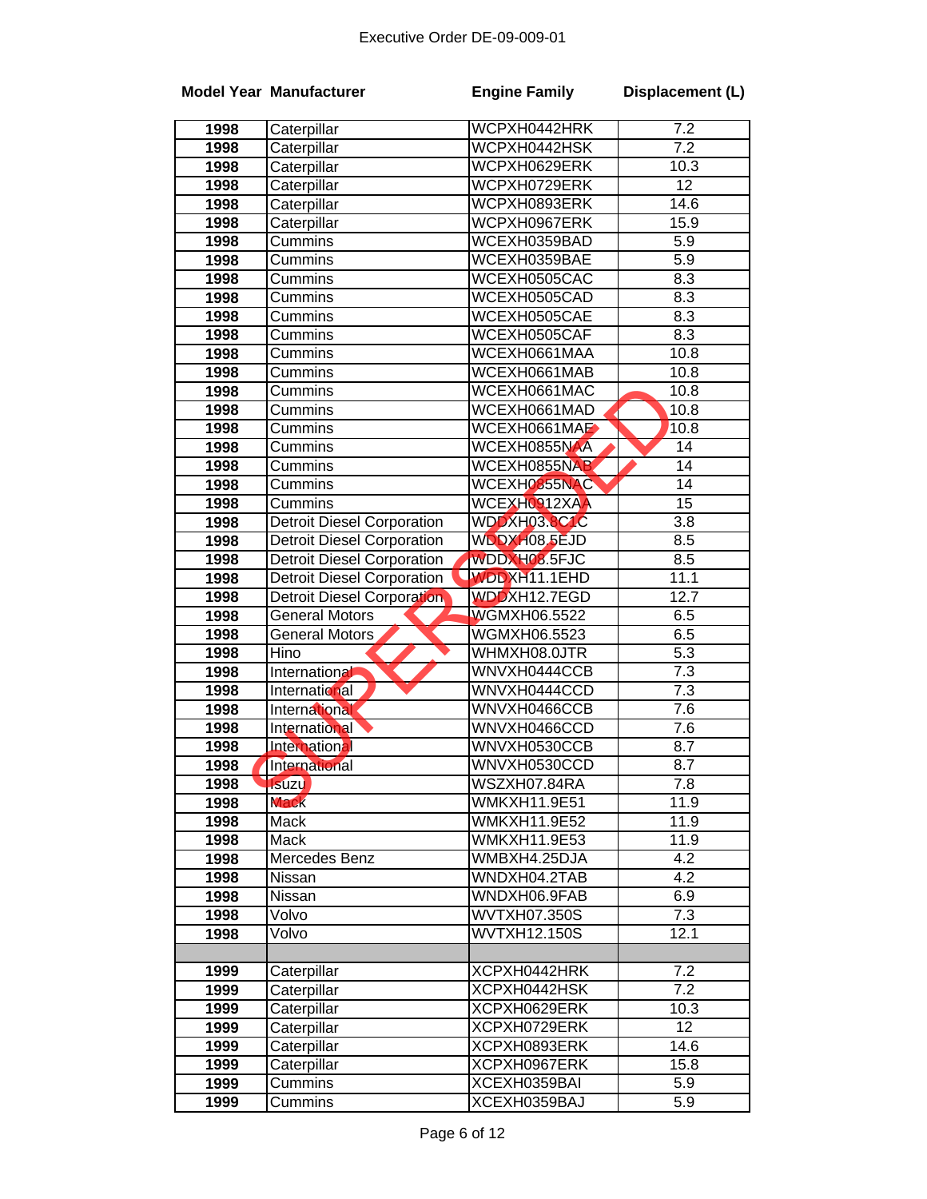| Model Year | Manufacturer | Engine Family | Displacement (L) |
|---|---|---|---|
| 1998 | Caterpillar | WCPXH0442HRK | 7.2 |
| 1998 | Caterpillar | WCPXH0442HSK | 7.2 |
| 1998 | Caterpillar | WCPXH0629ERK | 10.3 |
| 1998 | Caterpillar | WCPXH0729ERK | 12 |
| 1998 | Caterpillar | WCPXH0893ERK | 14.6 |
| 1998 | Caterpillar | WCPXH0967ERK | 15.9 |
| 1998 | Cummins | WCEXH0359BAD | 5.9 |
| 1998 | Cummins | WCEXH0359BAE | 5.9 |
| 1998 | Cummins | WCEXH0505CAC | 8.3 |
| 1998 | Cummins | WCEXH0505CAD | 8.3 |
| 1998 | Cummins | WCEXH0505CAE | 8.3 |
| 1998 | Cummins | WCEXH0505CAF | 8.3 |
| 1998 | Cummins | WCEXH0661MAA | 10.8 |
| 1998 | Cummins | WCEXH0661MAB | 10.8 |
| 1998 | Cummins | WCEXH0661MAC | 10.8 |
| 1998 | Cummins | WCEXH0661MAD | 10.8 |
| 1998 | Cummins | WCEXH0661MAE | 10.8 |
| 1998 | Cummins | WCEXH0855NAA | 14 |
| 1998 | Cummins | WCEXH0855NAB | 14 |
| 1998 | Cummins | WCEXH0855NAC | 14 |
| 1998 | Cummins | WCEXH0912XAA | 15 |
| 1998 | Detroit Diesel Corporation | WDDXH03.8C1C | 3.8 |
| 1998 | Detroit Diesel Corporation | WDDXH08.5EJD | 8.5 |
| 1998 | Detroit Diesel Corporation | WDDXH08.5FJC | 8.5 |
| 1998 | Detroit Diesel Corporation | WDDXH11.1EHD | 11.1 |
| 1998 | Detroit Diesel Corporation | WDDXH12.7EGD | 12.7 |
| 1998 | General Motors | WGMXH06.5522 | 6.5 |
| 1998 | General Motors | WGMXH06.5523 | 6.5 |
| 1998 | Hino | WHMXH08.0JTR | 5.3 |
| 1998 | International | WNVXH0444CCB | 7.3 |
| 1998 | International | WNVXH0444CCD | 7.3 |
| 1998 | International | WNVXH0466CCB | 7.6 |
| 1998 | International | WNVXH0466CCD | 7.6 |
| 1998 | International | WNVXH0530CCB | 8.7 |
| 1998 | International | WNVXH0530CCD | 8.7 |
| 1998 | Isuzu | WSZXH07.84RA | 7.8 |
| 1998 | Mack | WMKXH11.9E51 | 11.9 |
| 1998 | Mack | WMKXH11.9E52 | 11.9 |
| 1998 | Mack | WMKXH11.9E53 | 11.9 |
| 1998 | Mercedes Benz | WMBXH4.25DJA | 4.2 |
| 1998 | Nissan | WNDXH04.2TAB | 4.2 |
| 1998 | Nissan | WNDXH06.9FAB | 6.9 |
| 1998 | Volvo | WVTXH07.350S | 7.3 |
| 1998 | Volvo | WVTXH12.150S | 12.1 |
| | | | |
| 1999 | Caterpillar | XCPXH0442HRK | 7.2 |
| 1999 | Caterpillar | XCPXH0442HSK | 7.2 |
| 1999 | Caterpillar | XCPXH0629ERK | 10.3 |
| 1999 | Caterpillar | XCPXH0729ERK | 12 |
| 1999 | Caterpillar | XCPXH0893ERK | 14.6 |
| 1999 | Caterpillar | XCPXH0967ERK | 15.8 |
| 1999 | Cummins | XCEXH0359BAI | 5.9 |
| 1999 | Cummins | XCEXH0359BAJ | 5.9 |

SUPERSEDED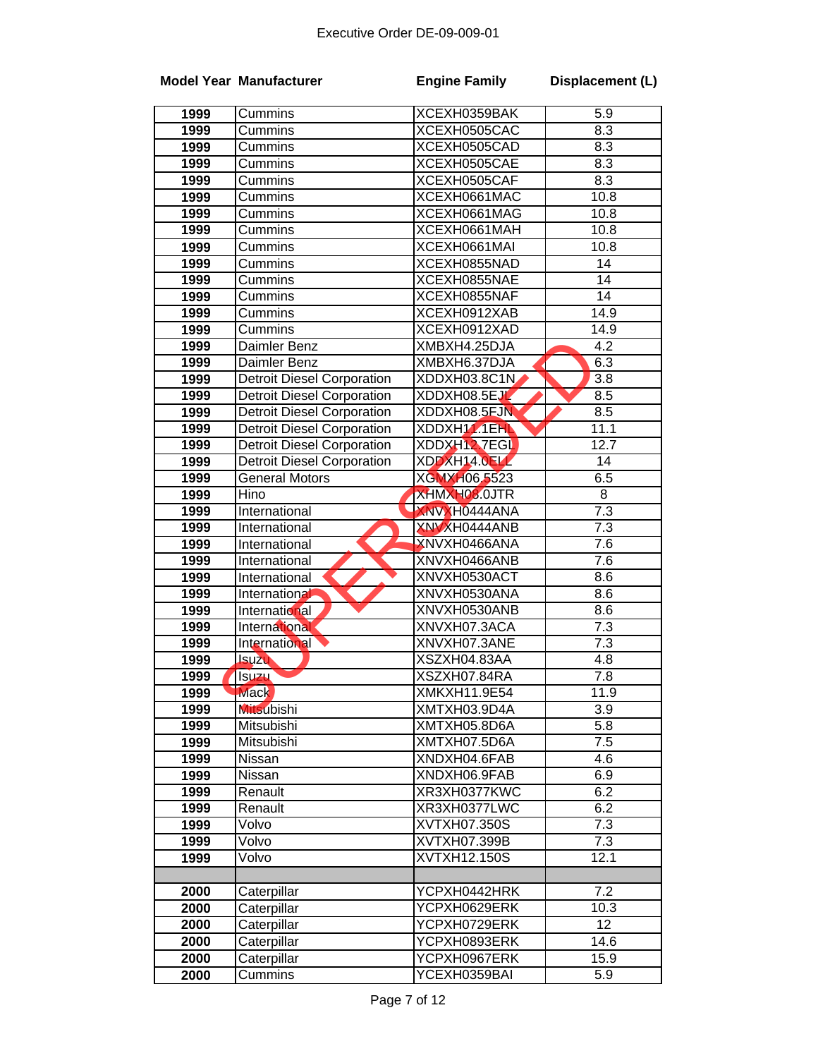Executive Order DE-09-009-01

SUPERSEDED

| Model Year | Manufacturer | Engine Family | Displacement (L) |
|---|---|---|---|
| 1999 | Cummins | XCEXH0359BAK | 5.9 |
| 1999 | Cummins | XCEXH0505CAC | 8.3 |
| 1999 | Cummins | XCEXH0505CAD | 8.3 |
| 1999 | Cummins | XCEXH0505CAE | 8.3 |
| 1999 | Cummins | XCEXH0505CAF | 8.3 |
| 1999 | Cummins | XCEXH0661MAC | 10.8 |
| 1999 | Cummins | XCEXH0661MAG | 10.8 |
| 1999 | Cummins | XCEXH0661MAH | 10.8 |
| 1999 | Cummins | XCEXH0661MAI | 10.8 |
| 1999 | Cummins | XCEXH0855NAD | 14 |
| 1999 | Cummins | XCEXH0855NAE | 14 |
| 1999 | Cummins | XCEXH0855NAF | 14 |
| 1999 | Cummins | XCEXH0912XAB | 14.9 |
| 1999 | Cummins | XCEXH0912XAD | 14.9 |
| 1999 | Daimler Benz | XMBXH4.25DJA | 4.2 |
| 1999 | Daimler Benz | XMBXH6.37DJA | 6.3 |
| 1999 | Detroit Diesel Corporation | XDDXH03.8C1N | 3.8 |
| 1999 | Detroit Diesel Corporation | XDDXH08.5EJL | 8.5 |
| 1999 | Detroit Diesel Corporation | XDDXH08.5FJN | 8.5 |
| 1999 | Detroit Diesel Corporation | XDDXH11.1EHL | 11.1 |
| 1999 | Detroit Diesel Corporation | XDDXH12.7EGL | 12.7 |
| 1999 | Detroit Diesel Corporation | XDDXH14.0ELL | 14 |
| 1999 | General Motors | XGMXH06.5523 | 6.5 |
| 1999 | Hino | XHMXH08.0JTR | 8 |
| 1999 | International | XNVXH0444ANA | 7.3 |
| 1999 | International | XNVXH0444ANB | 7.3 |
| 1999 | International | XNVXH0466ANA | 7.6 |
| 1999 | International | XNVXH0466ANB | 7.6 |
| 1999 | International | XNVXH0530ACT | 8.6 |
| 1999 | International | XNVXH0530ANA | 8.6 |
| 1999 | International | XNVXH0530ANB | 8.6 |
| 1999 | International | XNVXH07.3ACA | 7.3 |
| 1999 | International | XNVXH07.3ANE | 7.3 |
| 1999 | Isuzu | XSZXH04.83AA | 4.8 |
| 1999 | Isuzu | XSZXH07.84RA | 7.8 |
| 1999 | Mack | XMKXH11.9E54 | 11.9 |
| 1999 | Mitsubishi | XMTXH03.9D4A | 3.9 |
| 1999 | Mitsubishi | XMTXH05.8D6A | 5.8 |
| 1999 | Mitsubishi | XMTXH07.5D6A | 7.5 |
| 1999 | Nissan | XNDXH04.6FAB | 4.6 |
| 1999 | Nissan | XNDXH06.9FAB | 6.9 |
| 1999 | Renault | XR3XH0377KWC | 6.2 |
| 1999 | Renault | XR3XH0377LWC | 6.2 |
| 1999 | Volvo | XVTXH07.350S | 7.3 |
| 1999 | Volvo | XVTXH07.399B | 7.3 |
| 1999 | Volvo | XVTXH12.150S | 12.1 |
| | | | |
| 2000 | Caterpillar | YCPXH0442HRK | 7.2 |
| 2000 | Caterpillar | YCPXH0629ERK | 10.3 |
| 2000 | Caterpillar | YCPXH0729ERK | 12 |
| 2000 | Caterpillar | YCPXH0893ERK | 14.6 |
| 2000 | Caterpillar | YCPXH0967ERK | 15.9 |
| 2000 | Cummins | YCEXH0359BAI | 5.9 |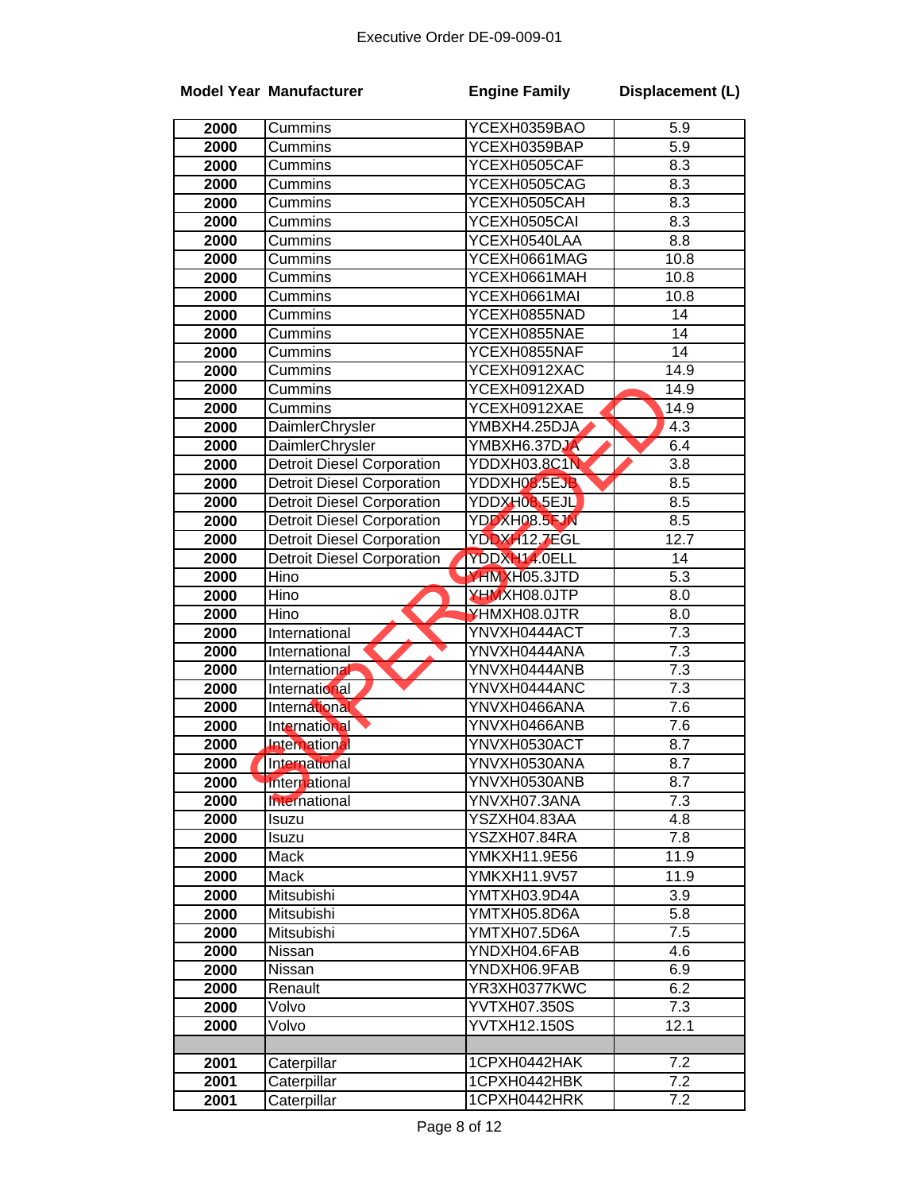Executive Order DE-09-009-01

SUPERSEDED

| Model Year | Manufacturer | Engine Family | Displacement (L) |
|---|---|---|---|
| 2000 | Cummins | YCEXH0359BAO | 5.9 |
| 2000 | Cummins | YCEXH0359BAP | 5.9 |
| 2000 | Cummins | YCEXH0505CAF | 8.3 |
| 2000 | Cummins | YCEXH0505CAG | 8.3 |
| 2000 | Cummins | YCEXH0505CAH | 8.3 |
| 2000 | Cummins | YCEXH0505CAI | 8.3 |
| 2000 | Cummins | YCEXH0540LAA | 8.8 |
| 2000 | Cummins | YCEXH0661MAG | 10.8 |
| 2000 | Cummins | YCEXH0661MAH | 10.8 |
| 2000 | Cummins | YCEXH0661MAI | 10.8 |
| 2000 | Cummins | YCEXH0855NAD | 14 |
| 2000 | Cummins | YCEXH0855NAE | 14 |
| 2000 | Cummins | YCEXH0855NAF | 14 |
| 2000 | Cummins | YCEXH0912XAC | 14.9 |
| 2000 | Cummins | YCEXH0912XAD | 14.9 |
| 2000 | Cummins | YCEXH0912XAE | 14.9 |
| 2000 | DaimlerChrysler | YMBXH4.25DJA | 4.3 |
| 2000 | DaimlerChrysler | YMBXH6.37DJA | 6.4 |
| 2000 | Detroit Diesel Corporation | YDDXH03.8C1N | 3.8 |
| 2000 | Detroit Diesel Corporation | YDDXH08.5EJB | 8.5 |
| 2000 | Detroit Diesel Corporation | YDDXH08.5EJL | 8.5 |
| 2000 | Detroit Diesel Corporation | YDDXH08.5EJN | 8.5 |
| 2000 | Detroit Diesel Corporation | YDDXH12.7EGL | 12.7 |
| 2000 | Detroit Diesel Corporation | YDDXH14.0ELL | 14 |
| 2000 | Hino | YHMXH05.3JTD | 5.3 |
| 2000 | Hino | YHMXH08.0JTP | 8.0 |
| 2000 | Hino | YHMXH08.0JTR | 8.0 |
| 2000 | International | YNVXH0444ACT | 7.3 |
| 2000 | International | YNVXH0444ANA | 7.3 |
| 2000 | International | YNVXH0444ANB | 7.3 |
| 2000 | International | YNVXH0444ANC | 7.3 |
| 2000 | International | YNVXH0466ANA | 7.6 |
| 2000 | International | YNVXH0466ANB | 7.6 |
| 2000 | International | YNVXH0530ACT | 8.7 |
| 2000 | International | YNVXH0530ANA | 8.7 |
| 2000 | International | YNVXH0530ANB | 8.7 |
| 2000 | International | YNVXH07.3ANA | 7.3 |
| 2000 | Isuzu | YSZXH04.83AA | 4.8 |
| 2000 | Isuzu | YSZXH07.84RA | 7.8 |
| 2000 | Mack | YMKXH11.9E56 | 11.9 |
| 2000 | Mack | YMKXH11.9V57 | 11.9 |
| 2000 | Mitsubishi | YMTXH03.9D4A | 3.9 |
| 2000 | Mitsubishi | YMTXH05.8D6A | 5.8 |
| 2000 | Mitsubishi | YMTXH07.5D6A | 7.5 |
| 2000 | Nissan | YNDXH04.6FAB | 4.6 |
| 2000 | Nissan | YNDXH06.9FAB | 6.9 |
| 2000 | Renault | YR3XH0377KWC | 6.2 |
| 2000 | Volvo | YVTXH07.350S | 7.3 |
| 2000 | Volvo | YVTXH12.150S | 12.1 |
| | | | |
| 2001 | Caterpillar | 1CPXH0442HAK | 7.2 |
| 2001 | Caterpillar | 1CPXH0442HBK | 7.2 |
| 2001 | Caterpillar | 1CPXH0442HRK | 7.2 |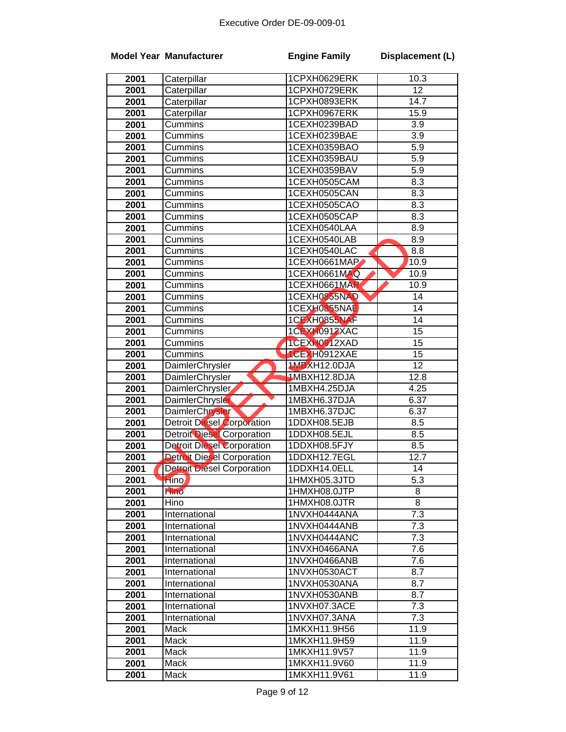Executive Order DE-09-009-01

| Model Year | Manufacturer | Engine Family | Displacement (L) |
|---|---|---|---|
| 2001 | Caterpillar | 1CPXH0629ERK | 10.3 |
| 2001 | Caterpillar | 1CPXH0729ERK | 12 |
| 2001 | Caterpillar | 1CPXH0893ERK | 14.7 |
| 2001 | Caterpillar | 1CPXH0967ERK | 15.9 |
| 2001 | Cummins | 1CEXH0239BAD | 3.9 |
| 2001 | Cummins | 1CEXH0239BAE | 3.9 |
| 2001 | Cummins | 1CEXH0359BAO | 5.9 |
| 2001 | Cummins | 1CEXH0359BAU | 5.9 |
| 2001 | Cummins | 1CEXH0359BAV | 5.9 |
| 2001 | Cummins | 1CEXH0505CAM | 8.3 |
| 2001 | Cummins | 1CEXH0505CAN | 8.3 |
| 2001 | Cummins | 1CEXH0505CAO | 8.3 |
| 2001 | Cummins | 1CEXH0505CAP | 8.3 |
| 2001 | Cummins | 1CEXH0540LAA | 8.9 |
| 2001 | Cummins | 1CEXH0540LAB | 8.9 |
| 2001 | Cummins | 1CEXH0540LAC | 8.8 |
| 2001 | Cummins | 1CEXH0661MAP | 10.9 |
| 2001 | Cummins | 1CEXH0661MAQ | 10.9 |
| 2001 | Cummins | 1CEXH0661MAR | 10.9 |
| 2001 | Cummins | 1CEXH0855NAD | 14 |
| 2001 | Cummins | 1CEXH0855NAE | 14 |
| 2001 | Cummins | 1CEXH0855NAF | 14 |
| 2001 | Cummins | 1CEXH0912XAC | 15 |
| 2001 | Cummins | 1CEXH0912XAD | 15 |
| 2001 | Cummins | 1CEXH0912XAE | 15 |
| 2001 | DaimlerChrysler | 1MBXH12.0DJA | 12 |
| 2001 | DaimlerChrysler | 1MBXH12.8DJA | 12.8 |
| 2001 | DaimlerChrysler | 1MBXH4.25DJA | 4.25 |
| 2001 | DaimlerChrysler | 1MBXH6.37DJA | 6.37 |
| 2001 | DaimlerChrysler | 1MBXH6.37DJC | 6.37 |
| 2001 | Detroit Diesel Corporation | 1DDXH08.5EJB | 8.5 |
| 2001 | Detroit Diesel Corporation | 1DDXH08.5EJL | 8.5 |
| 2001 | Detroit Diesel Corporation | 1DDXH08.5FJY | 8.5 |
| 2001 | Detroit Diesel Corporation | 1DDXH12.7EGL | 12.7 |
| 2001 | Detroit Diesel Corporation | 1DDXH14.0ELL | 14 |
| 2001 | Hino | 1HMXH05.3JTD | 5.3 |
| 2001 | Hino | 1HMXH08.0JTP | 8 |
| 2001 | Hino | 1HMXH08.0JTR | 8 |
| 2001 | International | 1NVXH0444ANA | 7.3 |
| 2001 | International | 1NVXH0444ANB | 7.3 |
| 2001 | International | 1NVXH0444ANC | 7.3 |
| 2001 | International | 1NVXH0466ANA | 7.6 |
| 2001 | International | 1NVXH0466ANB | 7.6 |
| 2001 | International | 1NVXH0530ACT | 8.7 |
| 2001 | International | 1NVXH0530ANA | 8.7 |
| 2001 | International | 1NVXH0530ANB | 8.7 |
| 2001 | International | 1NVXH07.3ACE | 7.3 |
| 2001 | International | 1NVXH07.3ANA | 7.3 |
| 2001 | Mack | 1MKXH11.9H56 | 11.9 |
| 2001 | Mack | 1MKXH11.9H59 | 11.9 |
| 2001 | Mack | 1MKXH11.9V57 | 11.9 |
| 2001 | Mack | 1MKXH11.9V60 | 11.9 |
| 2001 | Mack | 1MKXH11.9V61 | 11.9 |

SUPERSEDED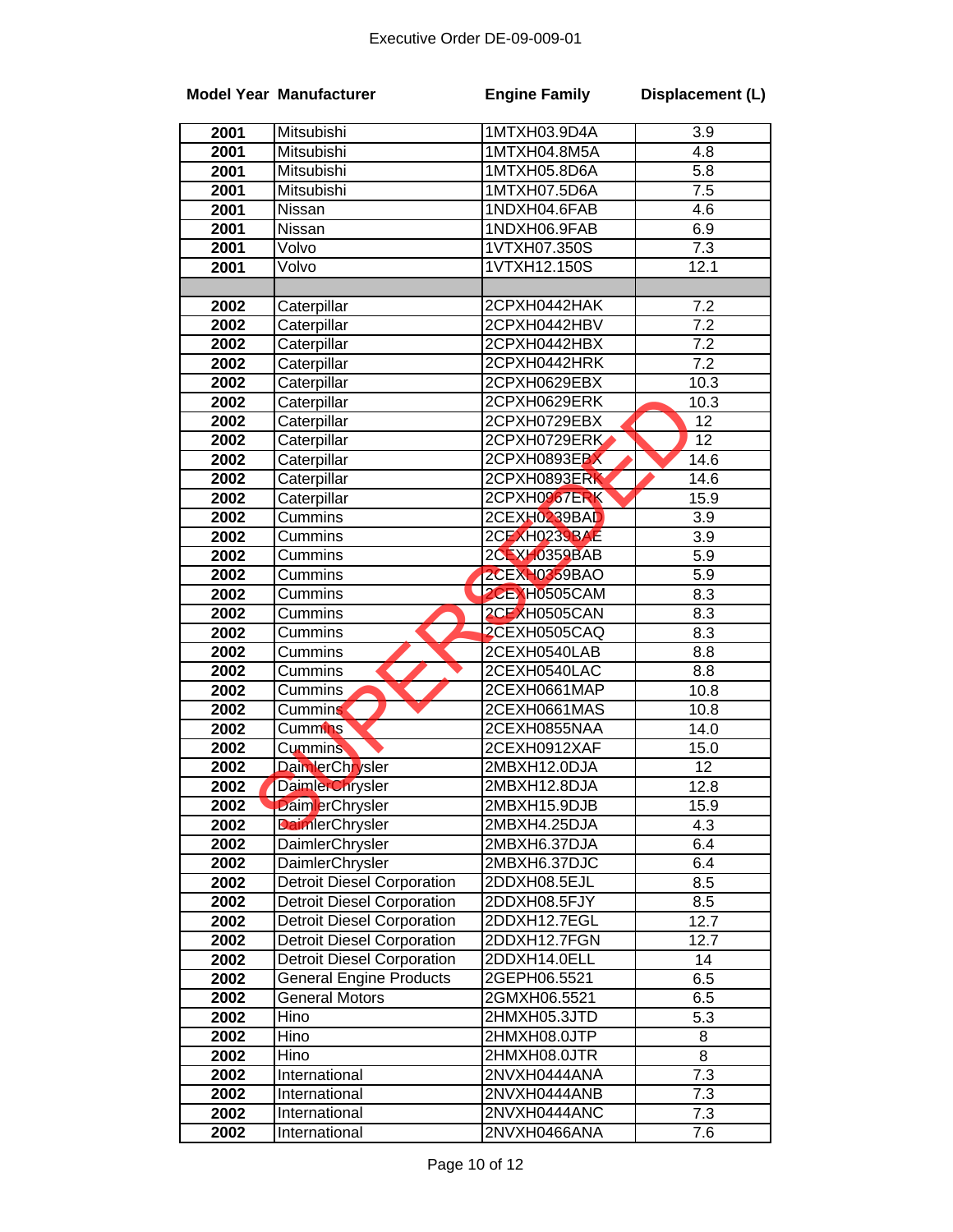Executive Order DE-09-009-01

SUPERSEDED

| Model Year | Manufacturer | Engine Family | Displacement (L) |
|---|---|---|---|
| 2001 | Mitsubishi | 1MTXH03.9D4A | 3.9 |
| 2001 | Mitsubishi | 1MTXH04.8M5A | 4.8 |
| 2001 | Mitsubishi | 1MTXH05.8D6A | 5.8 |
| 2001 | Mitsubishi | 1MTXH07.5D6A | 7.5 |
| 2001 | Nissan | 1NDXH04.6FAB | 4.6 |
| 2001 | Nissan | 1NDXH06.9FAB | 6.9 |
| 2001 | Volvo | 1VTXH07.350S | 7.3 |
| 2001 | Volvo | 1VTXH12.150S | 12.1 |
| | | | |
| 2002 | Caterpillar | 2CPXH0442HAK | 7.2 |
| 2002 | Caterpillar | 2CPXH0442HBV | 7.2 |
| 2002 | Caterpillar | 2CPXH0442HBX | 7.2 |
| 2002 | Caterpillar | 2CPXH0442HRK | 7.2 |
| 2002 | Caterpillar | 2CPXH0629EBX | 10.3 |
| 2002 | Caterpillar | 2CPXH0629ERK | 10.3 |
| 2002 | Caterpillar | 2CPXH0729EBX | 12 |
| 2002 | Caterpillar | 2CPXH0729ERK | 12 |
| 2002 | Caterpillar | 2CPXH0893EBX | 14.6 |
| 2002 | Caterpillar | 2CPXH0893ERK | 14.6 |
| 2002 | Caterpillar | 2CPXH0967ERK | 15.9 |
| 2002 | Cummins | 2CEXH0239BAD | 3.9 |
| 2002 | Cummins | 2CEXH0239BAE | 3.9 |
| 2002 | Cummins | 2CEXH0359BAB | 5.9 |
| 2002 | Cummins | 2CEXH0359BAO | 5.9 |
| 2002 | Cummins | 2CEXH0505CAM | 8.3 |
| 2002 | Cummins | 2CEXH0505CAN | 8.3 |
| 2002 | Cummins | 2CEXH0505CAQ | 8.3 |
| 2002 | Cummins | 2CEXH0540LAB | 8.8 |
| 2002 | Cummins | 2CEXH0540LAC | 8.8 |
| 2002 | Cummins | 2CEXH0661MAP | 10.8 |
| 2002 | Cummins | 2CEXH0661MAS | 10.8 |
| 2002 | Cummins | 2CEXH0855NAA | 14.0 |
| 2002 | Cummins | 2CEXH0912XAF | 15.0 |
| 2002 | DaimlerChrysler | 2MBXH12.0DJA | 12 |
| 2002 | DaimlerChrysler | 2MBXH12.8DJA | 12.8 |
| 2002 | DaimlerChrysler | 2MBXH15.9DJB | 15.9 |
| 2002 | DaimlerChrysler | 2MBXH4.25DJA | 4.3 |
| 2002 | DaimlerChrysler | 2MBXH6.37DJA | 6.4 |
| 2002 | DaimlerChrysler | 2MBXH6.37DJC | 6.4 |
| 2002 | Detroit Diesel Corporation | 2DDXH08.5EJL | 8.5 |
| 2002 | Detroit Diesel Corporation | 2DDXH08.5FJY | 8.5 |
| 2002 | Detroit Diesel Corporation | 2DDXH12.7EGL | 12.7 |
| 2002 | Detroit Diesel Corporation | 2DDXH12.7FGN | 12.7 |
| 2002 | Detroit Diesel Corporation | 2DDXH14.0ELL | 14 |
| 2002 | General Engine Products | 2GEPH06.5521 | 6.5 |
| 2002 | General Motors | 2GMXH06.5521 | 6.5 |
| 2002 | Hino | 2HMXH05.3JTD | 5.3 |
| 2002 | Hino | 2HMXH08.0JTP | 8 |
| 2002 | Hino | 2HMXH08.0JTR | 8 |
| 2002 | International | 2NVXH0444ANA | 7.3 |
| 2002 | International | 2NVXH0444ANB | 7.3 |
| 2002 | International | 2NVXH0444ANC | 7.3 |
| 2002 | International | 2NVXH0466ANA | 7.6 |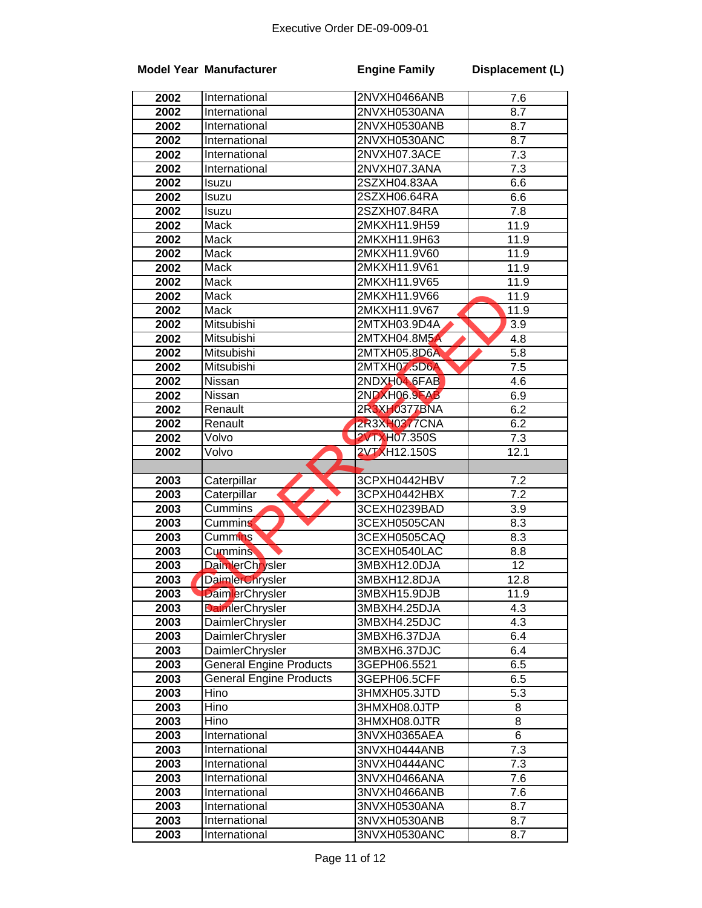Executive Order DE-09-009-01

SUPERSEDED

| Model Year | Manufacturer | Engine Family | Displacement (L) |
|---|---|---|---|
| 2002 | International | 2NVXH0466ANB | 7.6 |
| 2002 | International | 2NVXH0530ANA | 8.7 |
| 2002 | International | 2NVXH0530ANB | 8.7 |
| 2002 | International | 2NVXH0530ANC | 8.7 |
| 2002 | International | 2NVXH07.3ACE | 7.3 |
| 2002 | International | 2NVXH07.3ANA | 7.3 |
| 2002 | Isuzu | 2SZXH04.83AA | 6.6 |
| 2002 | Isuzu | 2SZXH06.64RA | 6.6 |
| 2002 | Isuzu | 2SZXH07.84RA | 7.8 |
| 2002 | Mack | 2MKXH11.9H59 | 11.9 |
| 2002 | Mack | 2MKXH11.9H63 | 11.9 |
| 2002 | Mack | 2MKXH11.9V60 | 11.9 |
| 2002 | Mack | 2MKXH11.9V61 | 11.9 |
| 2002 | Mack | 2MKXH11.9V65 | 11.9 |
| 2002 | Mack | 2MKXH11.9V66 | 11.9 |
| 2002 | Mack | 2MKXH11.9V67 | 11.9 |
| 2002 | Mitsubishi | 2MTXH03.9D4A | 3.9 |
| 2002 | Mitsubishi | 2MTXH04.8M5A | 4.8 |
| 2002 | Mitsubishi | 2MTXH05.8D6A | 5.8 |
| 2002 | Mitsubishi | 2MTXH07.5D6A | 7.5 |
| 2002 | Nissan | 2NDXH04.6FAB | 4.6 |
| 2002 | Nissan | 2NDXH06.9FAB | 6.9 |
| 2002 | Renault | 2R3XH0377BNA | 6.2 |
| 2002 | Renault | 2R3XH0377CNA | 6.2 |
| 2002 | Volvo | 2VTXH07.350S | 7.3 |
| 2002 | Volvo | 2VTXH12.150S | 12.1 |
| | | | |
| 2003 | Caterpillar | 3CPXH0442HBV | 7.2 |
| 2003 | Caterpillar | 3CPXH0442HBX | 7.2 |
| 2003 | Cummins | 3CEXH0239BAD | 3.9 |
| 2003 | Cummins | 3CEXH0505CAN | 8.3 |
| 2003 | Cummins | 3CEXH0505CAQ | 8.3 |
| 2003 | Cummins | 3CEXH0540LAC | 8.8 |
| 2003 | DaimlerChrysler | 3MBXH12.0DJA | 12 |
| 2003 | DaimlerChrysler | 3MBXH12.8DJA | 12.8 |
| 2003 | DaimlerChrysler | 3MBXH15.9DJB | 11.9 |
| 2003 | DaimlerChrysler | 3MBXH4.25DJA | 4.3 |
| 2003 | DaimlerChrysler | 3MBXH4.25DJC | 4.3 |
| 2003 | DaimlerChrysler | 3MBXH6.37DJA | 6.4 |
| 2003 | DaimlerChrysler | 3MBXH6.37DJC | 6.4 |
| 2003 | General Engine Products | 3GEPH06.5521 | 6.5 |
| 2003 | General Engine Products | 3GEPH06.5CFF | 6.5 |
| 2003 | Hino | 3HMXH05.3JTD | 5.3 |
| 2003 | Hino | 3HMXH08.0JTP | 8 |
| 2003 | Hino | 3HMXH08.0JTR | 8 |
| 2003 | International | 3NVXH0365AEA | 6 |
| 2003 | International | 3NVXH0444ANB | 7.3 |
| 2003 | International | 3NVXH0444ANC | 7.3 |
| 2003 | International | 3NVXH0466ANA | 7.6 |
| 2003 | International | 3NVXH0466ANB | 7.6 |
| 2003 | International | 3NVXH0530ANA | 8.7 |
| 2003 | International | 3NVXH0530ANB | 8.7 |
| 2003 | International | 3NVXH0530ANC | 8.7 |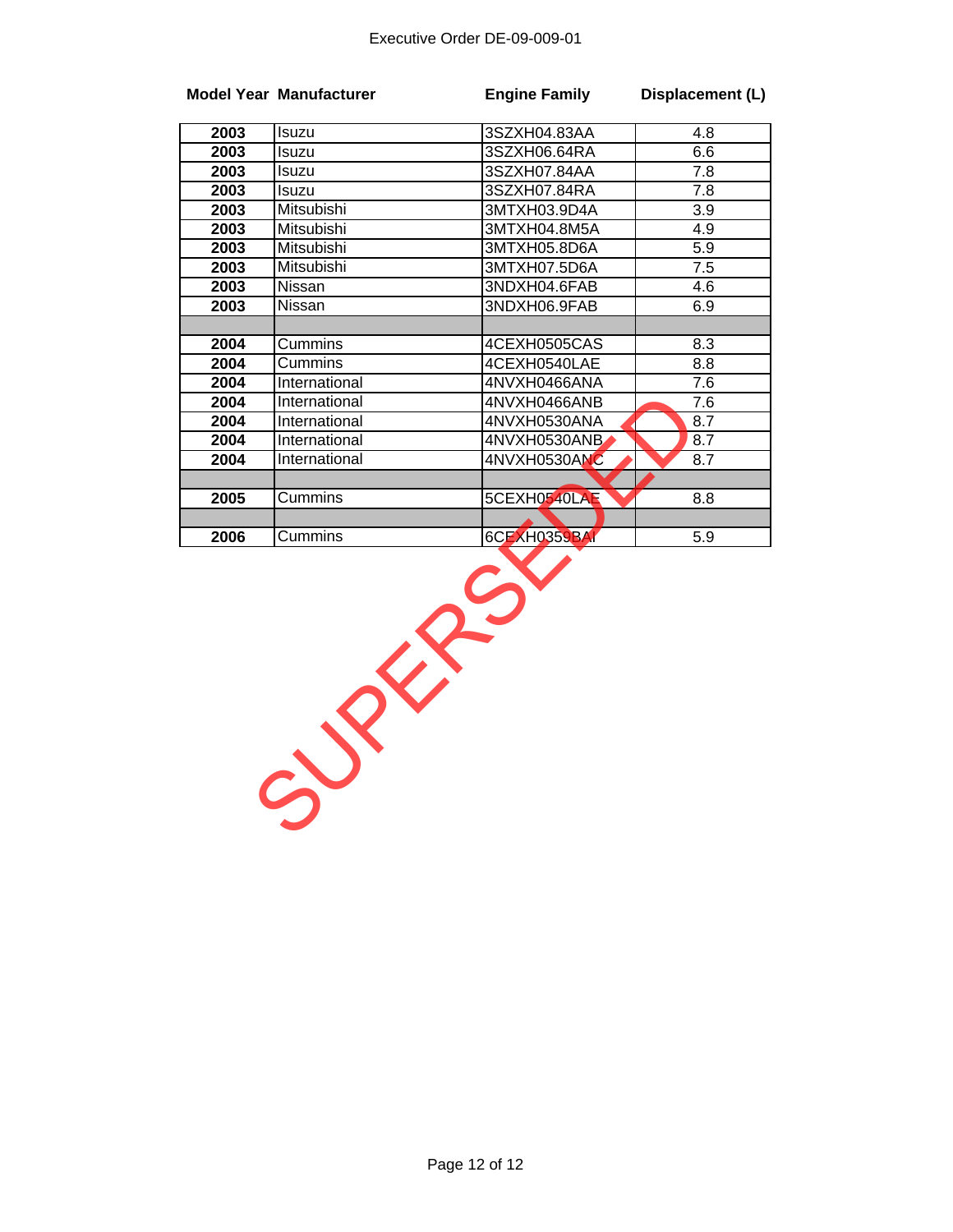| Model Year | Manufacturer | Engine Family | Displacement (L) |
|---|---|---|---|
| 2003 | Isuzu | 3SZXH04.83AA | 4.8 |
| 2003 | Isuzu | 3SZXH06.64RA | 6.6 |
| 2003 | Isuzu | 3SZXH07.84AA | 7.8 |
| 2003 | Isuzu | 3SZXH07.84RA | 7.8 |
| 2003 | Mitsubishi | 3MTXH03.9D4A | 3.9 |
| 2003 | Mitsubishi | 3MTXH04.8M5A | 4.9 |
| 2003 | Mitsubishi | 3MTXH05.8D6A | 5.9 |
| 2003 | Mitsubishi | 3MTXH07.5D6A | 7.5 |
| 2003 | Nissan | 3NDXH04.6FAB | 4.6 |
| 2003 | Nissan | 3NDXH06.9FAB | 6.9 |
| | | | |
| 2004 | Cummins | 4CEXH0505CAS | 8.3 |
| 2004 | Cummins | 4CEXH0540LAE | 8.8 |
| 2004 | International | 4NVXH0466ANA | 7.6 |
| 2004 | International | 4NVXH0466ANB | 7.6 |
| 2004 | International | 4NVXH0530ANA | 8.7 |
| 2004 | International | 4NVXH0530ANB | 8.7 |
| 2004 | International | 4NVXH0530ANC | 8.7 |
| | | | |
| 2005 | Cummins | 5CEXH0540LAE | 8.8 |
| | | | |
| 2006 | Cummins | 6CEXH0359BAI | 5.9 |

SUPERSEDED